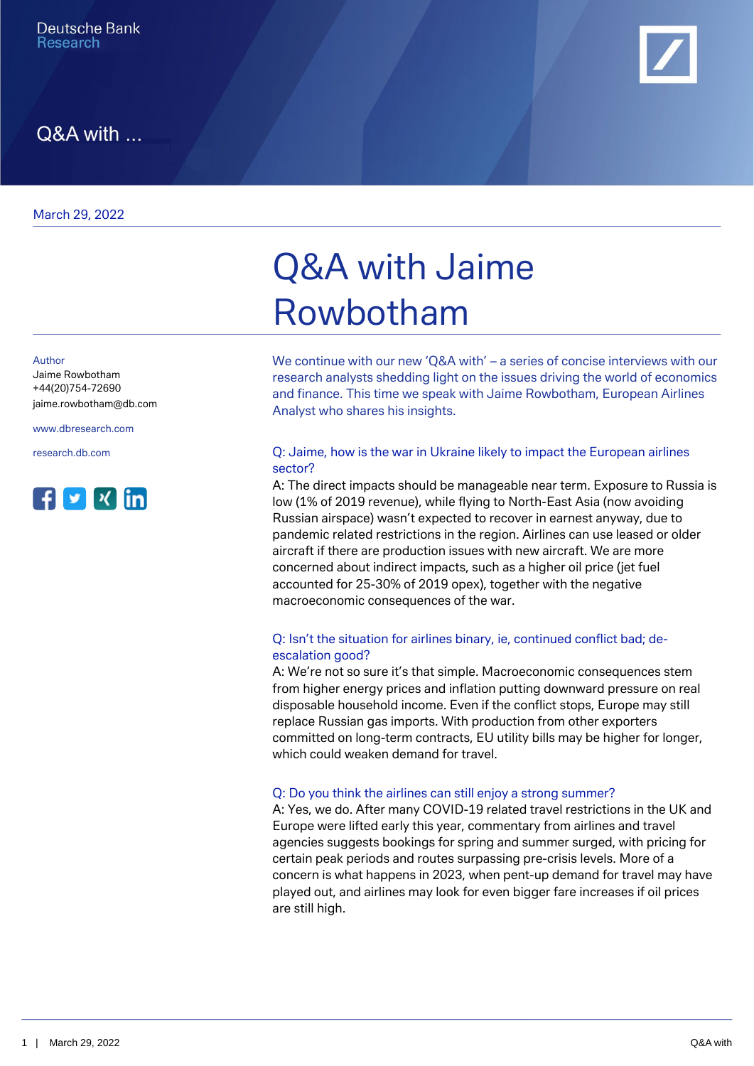Deutsche Bank
Research

Q&A with ...

March 29, 2022

# Q&A with Jaime Rowbotham

Author
Jaime Rowbotham
+44(20)754-72690
jaime.rowbotham@db.com

www.dbresearch.com

research.db.com

We continue with our new 'Q&A with' – a series of concise interviews with our research analysts shedding light on the issues driving the world of economics and finance. This time we speak with Jaime Rowbotham, European Airlines Analyst who shares his insights.

**Q: Jaime, how is the war in Ukraine likely to impact the European airlines sector?**

A: The direct impacts should be manageable near term. Exposure to Russia is low (1% of 2019 revenue), while flying to North-East Asia (now avoiding Russian airspace) wasn't expected to recover in earnest anyway, due to pandemic related restrictions in the region. Airlines can use leased or older aircraft if there are production issues with new aircraft. We are more concerned about indirect impacts, such as a higher oil price (jet fuel accounted for 25-30% of 2019 opex), together with the negative macroeconomic consequences of the war.

**Q: Isn't the situation for airlines binary, ie, continued conflict bad; de-escalation good?**

A: We're not so sure it's that simple. Macroeconomic consequences stem from higher energy prices and inflation putting downward pressure on real disposable household income. Even if the conflict stops, Europe may still replace Russian gas imports. With production from other exporters committed on long-term contracts, EU utility bills may be higher for longer, which could weaken demand for travel.

**Q: Do you think the airlines can still enjoy a strong summer?**

A: Yes, we do. After many COVID-19 related travel restrictions in the UK and Europe were lifted early this year, commentary from airlines and travel agencies suggests bookings for spring and summer surged, with pricing for certain peak periods and routes surpassing pre-crisis levels. More of a concern is what happens in 2023, when pent-up demand for travel may have played out, and airlines may look for even bigger fare increases if oil prices are still high.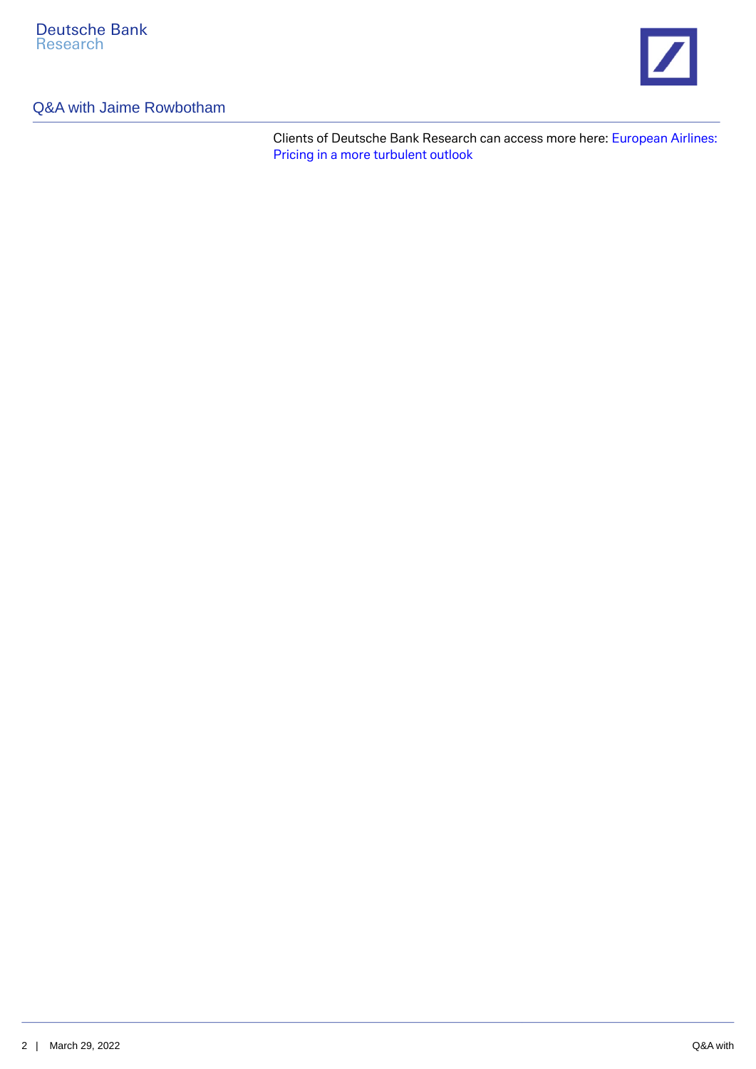Clients of Deutsche Bank Research can access more here: European Airlines: Pricing in a more turbulent outlook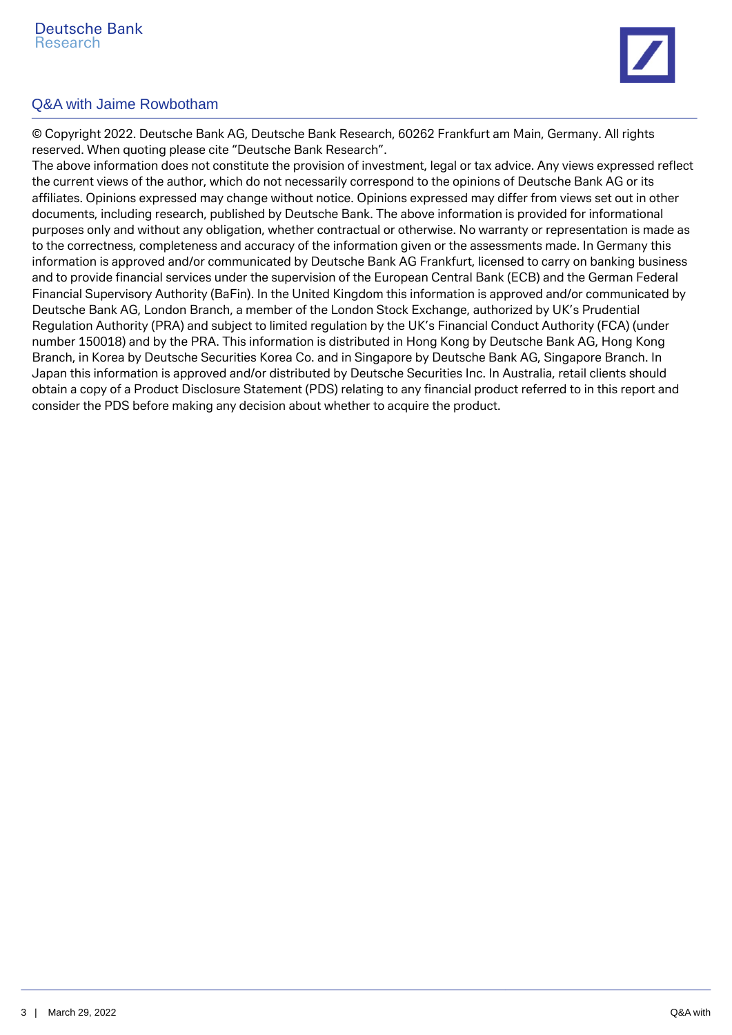© Copyright 2022. Deutsche Bank AG, Deutsche Bank Research, 60262 Frankfurt am Main, Germany. All rights reserved. When quoting please cite "Deutsche Bank Research".

The above information does not constitute the provision of investment, legal or tax advice. Any views expressed reflect the current views of the author, which do not necessarily correspond to the opinions of Deutsche Bank AG or its affiliates. Opinions expressed may change without notice. Opinions expressed may differ from views set out in other documents, including research, published by Deutsche Bank. The above information is provided for informational purposes only and without any obligation, whether contractual or otherwise. No warranty or representation is made as to the correctness, completeness and accuracy of the information given or the assessments made. In Germany this information is approved and/or communicated by Deutsche Bank AG Frankfurt, licensed to carry on banking business and to provide financial services under the supervision of the European Central Bank (ECB) and the German Federal Financial Supervisory Authority (BaFin). In the United Kingdom this information is approved and/or communicated by Deutsche Bank AG, London Branch, a member of the London Stock Exchange, authorized by UK's Prudential Regulation Authority (PRA) and subject to limited regulation by the UK's Financial Conduct Authority (FCA) (under number 150018) and by the PRA. This information is distributed in Hong Kong by Deutsche Bank AG, Hong Kong Branch, in Korea by Deutsche Securities Korea Co. and in Singapore by Deutsche Bank AG, Singapore Branch. In Japan this information is approved and/or distributed by Deutsche Securities Inc. In Australia, retail clients should obtain a copy of a Product Disclosure Statement (PDS) relating to any financial product referred to in this report and consider the PDS before making any decision about whether to acquire the product.